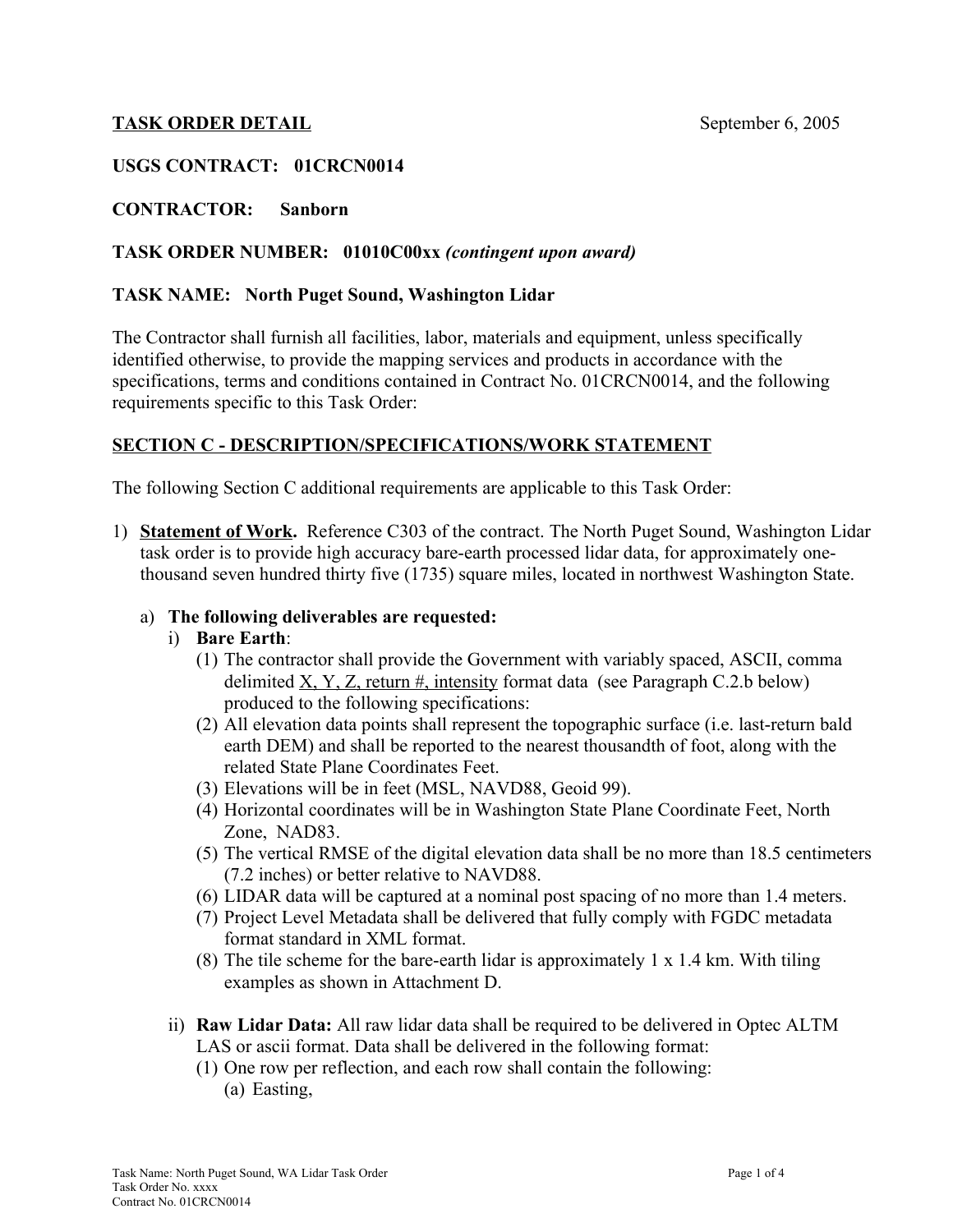**TASK ORDER DETAIL** September 6, 2005

**USGS CONTRACT: 01CRCN0014**

**CONTRACTOR: Sanborn**

**TASK ORDER NUMBER: 01010C00xx** ***(contingent upon award)***

**TASK NAME: North Puget Sound, Washington Lidar**

The Contractor shall furnish all facilities, labor, materials and equipment, unless specifically identified otherwise, to provide the mapping services and products in accordance with the specifications, terms and conditions contained in Contract No. 01CRCN0014, and the following requirements specific to this Task Order:

## SECTION C - DESCRIPTION/SPECIFICATIONS/WORK STATEMENT

The following Section C additional requirements are applicable to this Task Order:

1) **Statement of Work.** Reference C303 of the contract. The North Puget Sound, Washington Lidar task order is to provide high accuracy bare-earth processed lidar data, for approximately one-thousand seven hundred thirty five (1735) square miles, located in northwest Washington State.

   a) **The following deliverables are requested:**

      i) **Bare Earth**:

         (1) The contractor shall provide the Government with variably spaced, ASCII, comma delimited X, Y, Z, return #, intensity format data (see Paragraph C.2.b below) produced to the following specifications:

         (2) All elevation data points shall represent the topographic surface (i.e. last-return bald earth DEM) and shall be reported to the nearest thousandth of foot, along with the related State Plane Coordinates Feet.

         (3) Elevations will be in feet (MSL, NAVD88, Geoid 99).

         (4) Horizontal coordinates will be in Washington State Plane Coordinate Feet, North Zone, NAD83.

         (5) The vertical RMSE of the digital elevation data shall be no more than 18.5 centimeters (7.2 inches) or better relative to NAVD88.

         (6) LIDAR data will be captured at a nominal post spacing of no more than 1.4 meters.

         (7) Project Level Metadata shall be delivered that fully comply with FGDC metadata format standard in XML format.

         (8) The tile scheme for the bare-earth lidar is approximately 1 x 1.4 km. With tiling examples as shown in Attachment D.

      ii) **Raw Lidar Data:** All raw lidar data shall be required to be delivered in Optec ALTM LAS or ascii format. Data shall be delivered in the following format:

         (1) One row per reflection, and each row shall contain the following:

            (a) Easting,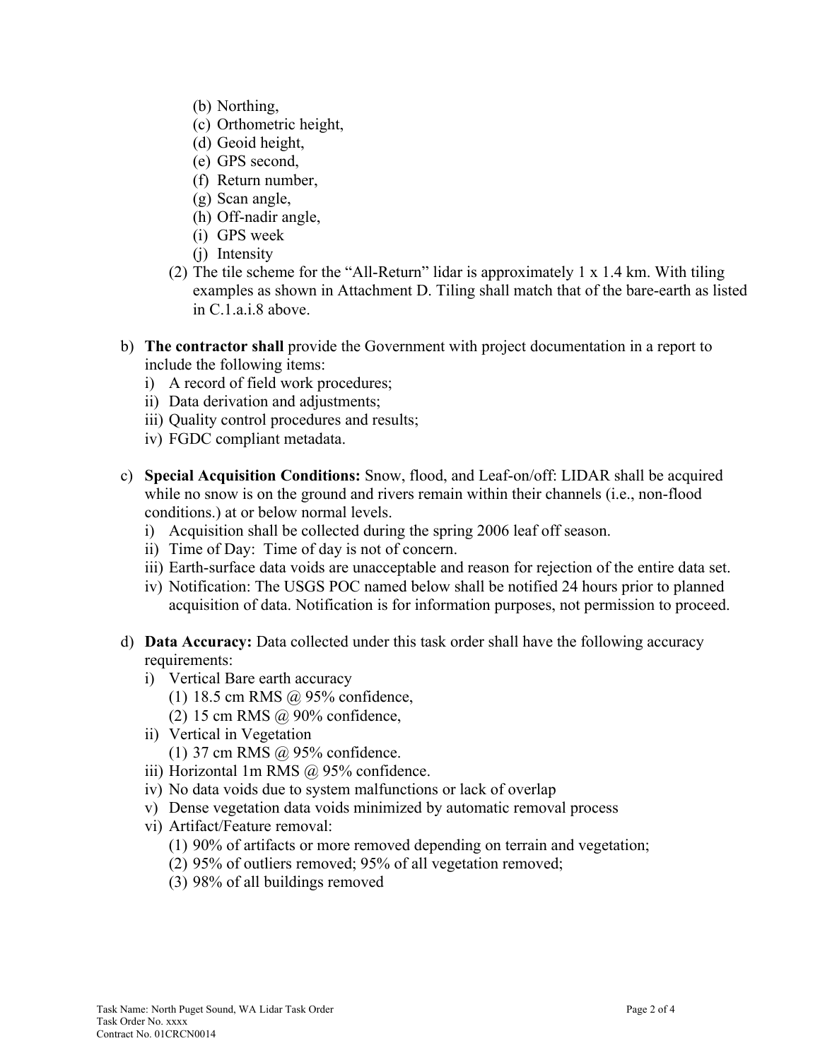(b) Northing,
(c) Orthometric height,
(d) Geoid height,
(e) GPS second,
(f) Return number,
(g) Scan angle,
(h) Off-nadir angle,
(i) GPS week
(j) Intensity

(2) The tile scheme for the "All-Return" lidar is approximately 1 x 1.4 km. With tiling examples as shown in Attachment D. Tiling shall match that of the bare-earth as listed in C.1.a.i.8 above.

b) **The contractor shall** provide the Government with project documentation in a report to include the following items:
   i) A record of field work procedures;
   ii) Data derivation and adjustments;
   iii) Quality control procedures and results;
   iv) FGDC compliant metadata.

c) **Special Acquisition Conditions:** Snow, flood, and Leaf-on/off: LIDAR shall be acquired while no snow is on the ground and rivers remain within their channels (i.e., non-flood conditions.) at or below normal levels.
   i) Acquisition shall be collected during the spring 2006 leaf off season.
   ii) Time of Day: Time of day is not of concern.
   iii) Earth-surface data voids are unacceptable and reason for rejection of the entire data set.
   iv) Notification: The USGS POC named below shall be notified 24 hours prior to planned acquisition of data. Notification is for information purposes, not permission to proceed.

d) **Data Accuracy:** Data collected under this task order shall have the following accuracy requirements:
   i) Vertical Bare earth accuracy
      (1) 18.5 cm RMS @ 95% confidence,
      (2) 15 cm RMS @ 90% confidence,
   ii) Vertical in Vegetation
      (1) 37 cm RMS @ 95% confidence.
   iii) Horizontal 1m RMS @ 95% confidence.
   iv) No data voids due to system malfunctions or lack of overlap
   v) Dense vegetation data voids minimized by automatic removal process
   vi) Artifact/Feature removal:
      (1) 90% of artifacts or more removed depending on terrain and vegetation;
      (2) 95% of outliers removed; 95% of all vegetation removed;
      (3) 98% of all buildings removed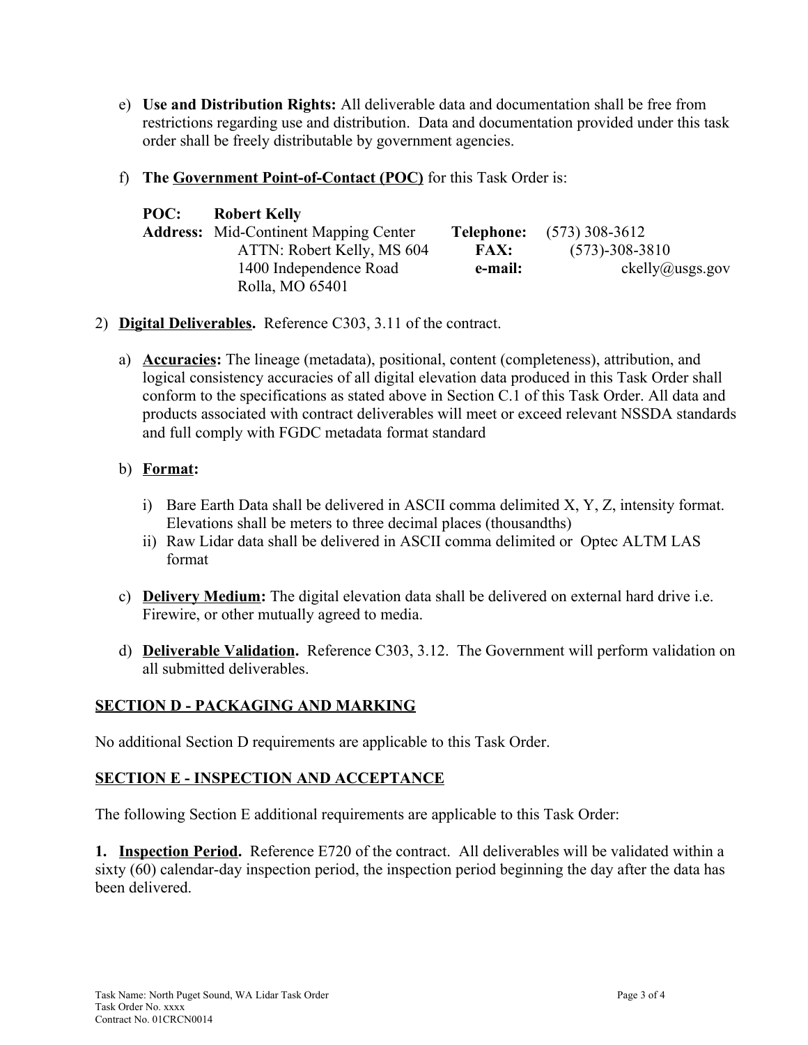e) **Use and Distribution Rights:** All deliverable data and documentation shall be free from restrictions regarding use and distribution. Data and documentation provided under this task order shall be freely distributable by government agencies.

f) **The <u>Government Point-of-Contact (POC)</u>** for this Task Order is:

| | | | |
|---|---|---|---|
| **POC:** | **Robert Kelly** | | |
| **Address:** | Mid-Continent Mapping Center | **Telephone:** | (573) 308-3612 |
| | ATTN: Robert Kelly, MS 604 | **FAX:** | (573)-308-3810 |
| | 1400 Independence Road | **e-mail:** | ckelly@usgs.gov |
| | Rolla, MO 65401 | | |

2) **<u>Digital Deliverables</u>.** Reference C303, 3.11 of the contract.

a) **<u>Accuracies</u>:** The lineage (metadata), positional, content (completeness), attribution, and logical consistency accuracies of all digital elevation data produced in this Task Order shall conform to the specifications as stated above in Section C.1 of this Task Order. All data and products associated with contract deliverables will meet or exceed relevant NSSDA standards and full comply with FGDC metadata format standard

b) **<u>Format</u>:**

i) Bare Earth Data shall be delivered in ASCII comma delimited X, Y, Z, intensity format. Elevations shall be meters to three decimal places (thousandths)

ii) Raw Lidar data shall be delivered in ASCII comma delimited or Optec ALTM LAS format

c) **<u>Delivery Medium</u>:** The digital elevation data shall be delivered on external hard drive i.e. Firewire, or other mutually agreed to media.

d) **<u>Deliverable Validation</u>.** Reference C303, 3.12. The Government will perform validation on all submitted deliverables.

## <u>SECTION D - PACKAGING AND MARKING</u>

No additional Section D requirements are applicable to this Task Order.

## <u>SECTION E - INSPECTION AND ACCEPTANCE</u>

The following Section E additional requirements are applicable to this Task Order:

**1. <u>Inspection Period</u>.** Reference E720 of the contract. All deliverables will be validated within a sixty (60) calendar-day inspection period, the inspection period beginning the day after the data has been delivered.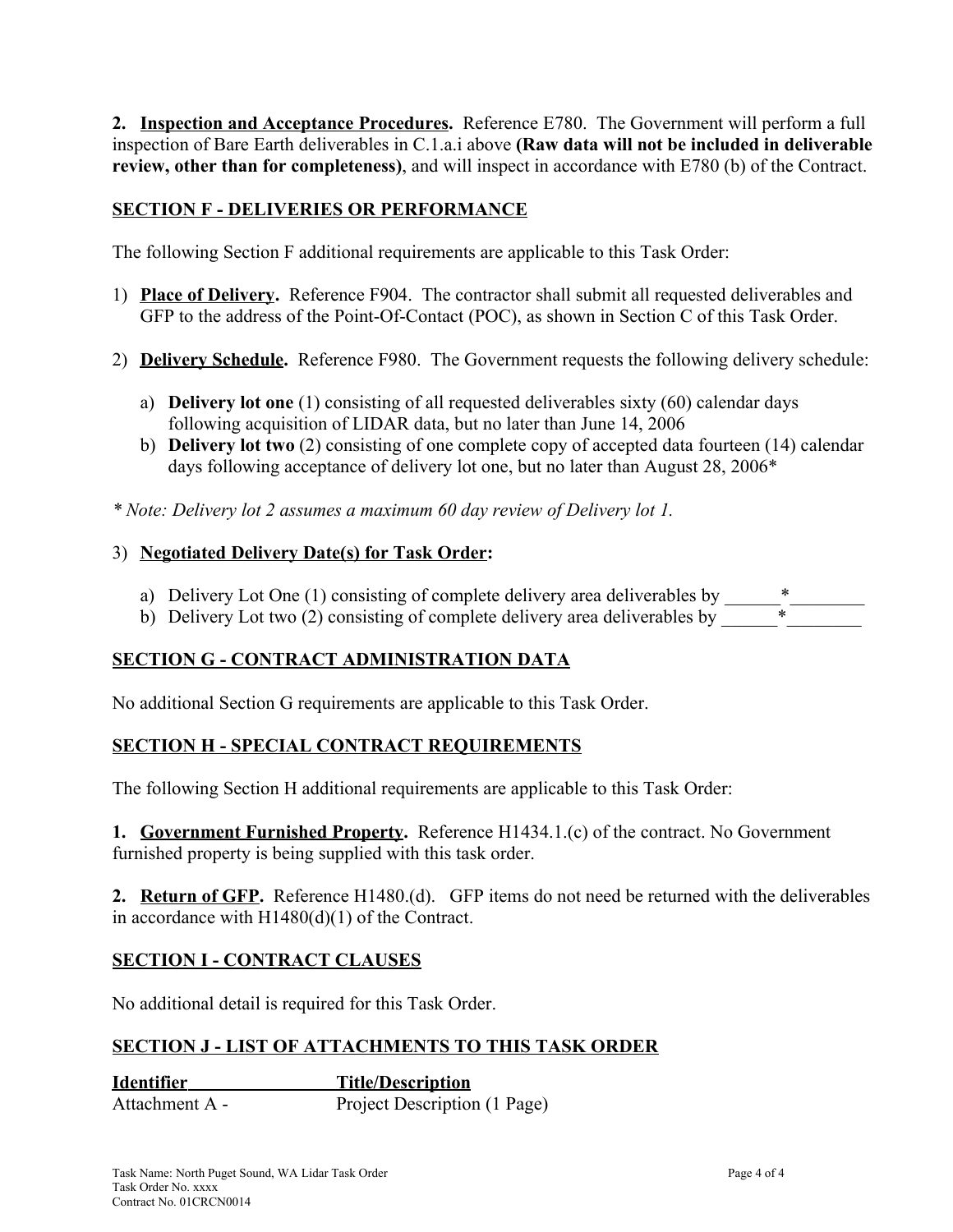**2. <u>Inspection and Acceptance Procedures</u>.** Reference E780. The Government will perform a full inspection of Bare Earth deliverables in C.1.a.i above **(Raw data will not be included in deliverable review, other than for completeness)**, and will inspect in accordance with E780 (b) of the Contract.

## SECTION F - DELIVERIES OR PERFORMANCE

The following Section F additional requirements are applicable to this Task Order:

1) **<u>Place of Delivery</u>.** Reference F904. The contractor shall submit all requested deliverables and GFP to the address of the Point-Of-Contact (POC), as shown in Section C of this Task Order.

2) **<u>Delivery Schedule</u>.** Reference F980. The Government requests the following delivery schedule:

   a) **Delivery lot one** (1) consisting of all requested deliverables sixty (60) calendar days following acquisition of LIDAR data, but no later than June 14, 2006
   b) **Delivery lot two** (2) consisting of one complete copy of accepted data fourteen (14) calendar days following acceptance of delivery lot one, but no later than August 28, 2006*

*\* Note: Delivery lot 2 assumes a maximum 60 day review of Delivery lot 1.*

3) **<u>Negotiated Delivery Date(s) for Task Order</u>:**

   a) Delivery Lot One (1) consisting of complete delivery area deliverables by ______*________
   b) Delivery Lot two (2) consisting of complete delivery area deliverables by ______*________

## SECTION G - CONTRACT ADMINISTRATION DATA

No additional Section G requirements are applicable to this Task Order.

## SECTION H - SPECIAL CONTRACT REQUIREMENTS

The following Section H additional requirements are applicable to this Task Order:

**1. <u>Government Furnished Property</u>.** Reference H1434.1.(c) of the contract. No Government furnished property is being supplied with this task order.

**2. <u>Return of GFP</u>.** Reference H1480.(d). GFP items do not need be returned with the deliverables in accordance with H1480(d)(1) of the Contract.

## SECTION I - CONTRACT CLAUSES

No additional detail is required for this Task Order.

## SECTION J - LIST OF ATTACHMENTS TO THIS TASK ORDER

| Identifier | Title/Description |
|---|---|
| Attachment A - | Project Description (1 Page) |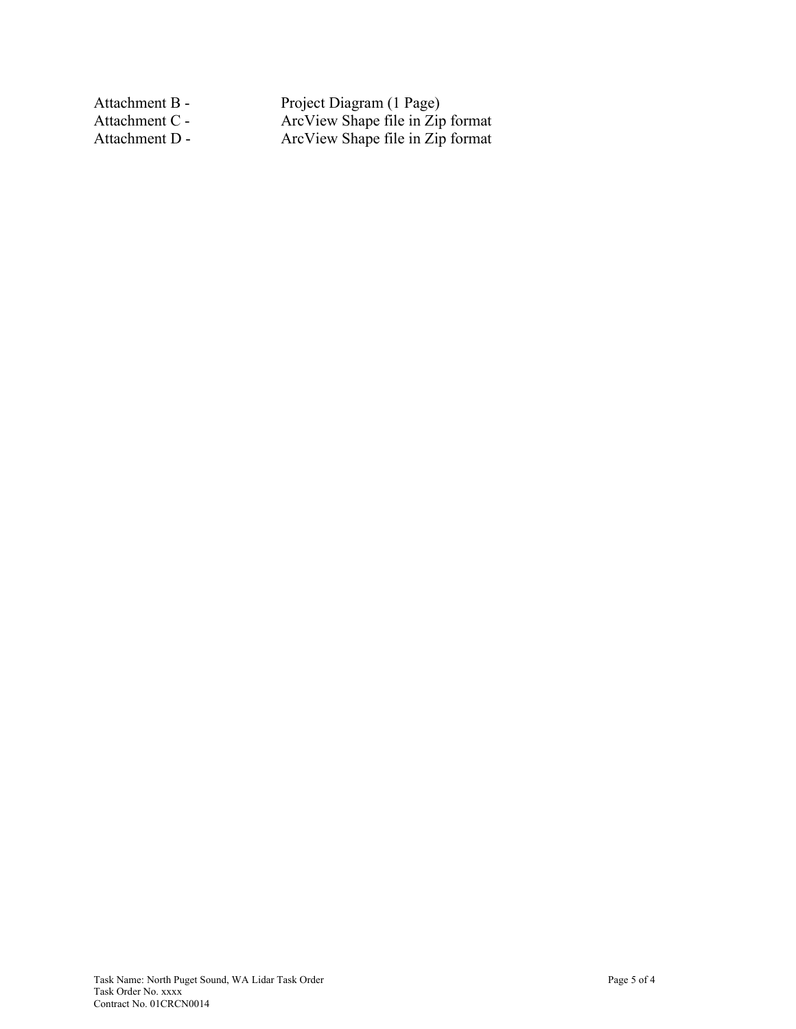| | |
|---|---|
| Attachment B - | Project Diagram (1 Page) |
| Attachment C - | ArcView Shape file in Zip format |
| Attachment D - | ArcView Shape file in Zip format |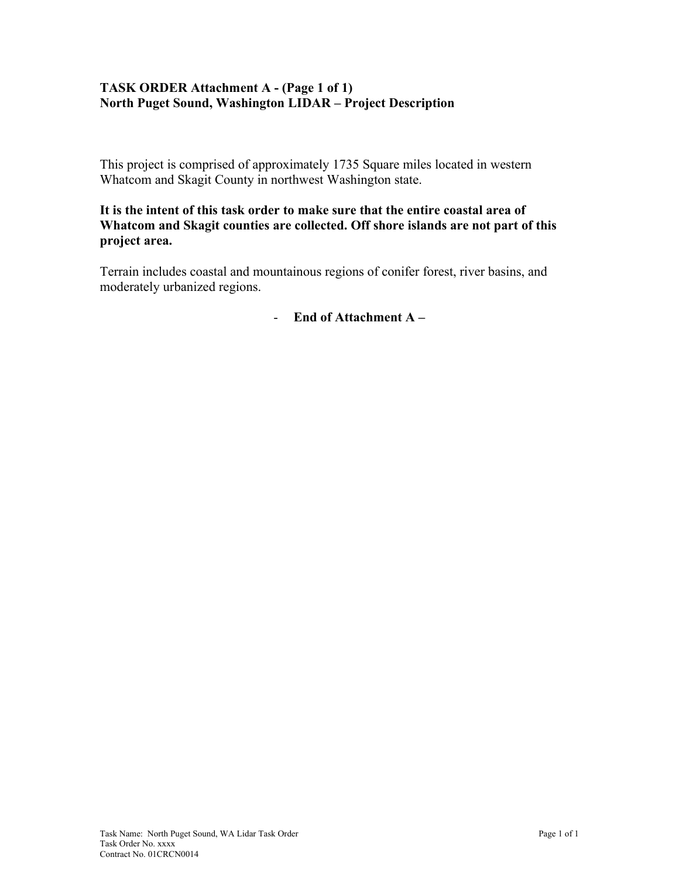**TASK ORDER Attachment A - (Page 1 of 1)**
**North Puget Sound, Washington LIDAR – Project Description**

This project is comprised of approximately 1735 Square miles located in western Whatcom and Skagit County in northwest Washington state.

**It is the intent of this task order to make sure that the entire coastal area of Whatcom and Skagit counties are collected. Off shore islands are not part of this project area.**

Terrain includes coastal and mountainous regions of conifer forest, river basins, and moderately urbanized regions.

- **End of Attachment A –**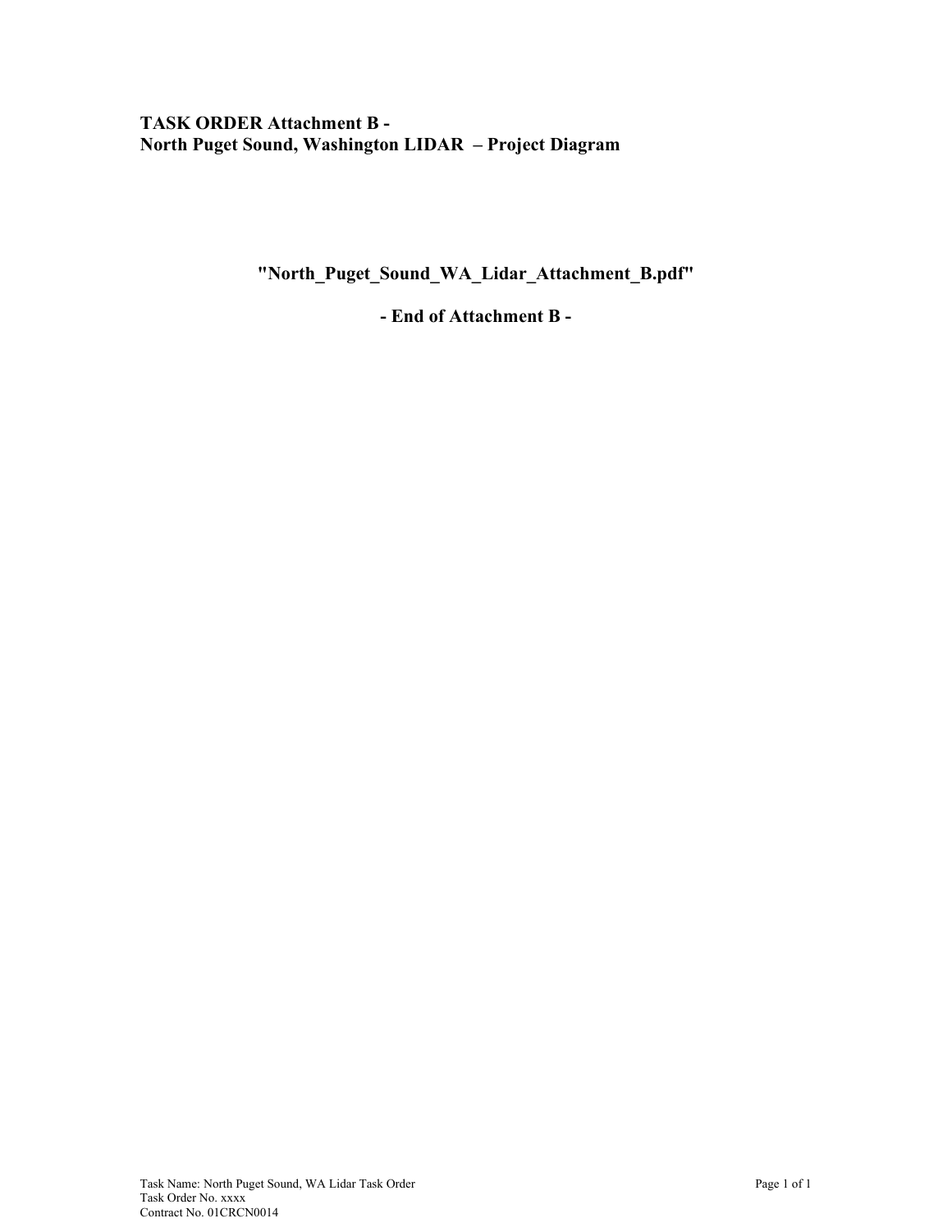**TASK ORDER Attachment B -**
**North Puget Sound, Washington LIDAR – Project Diagram**

**"North_Puget_Sound_WA_Lidar_Attachment_B.pdf"**

**- End of Attachment B -**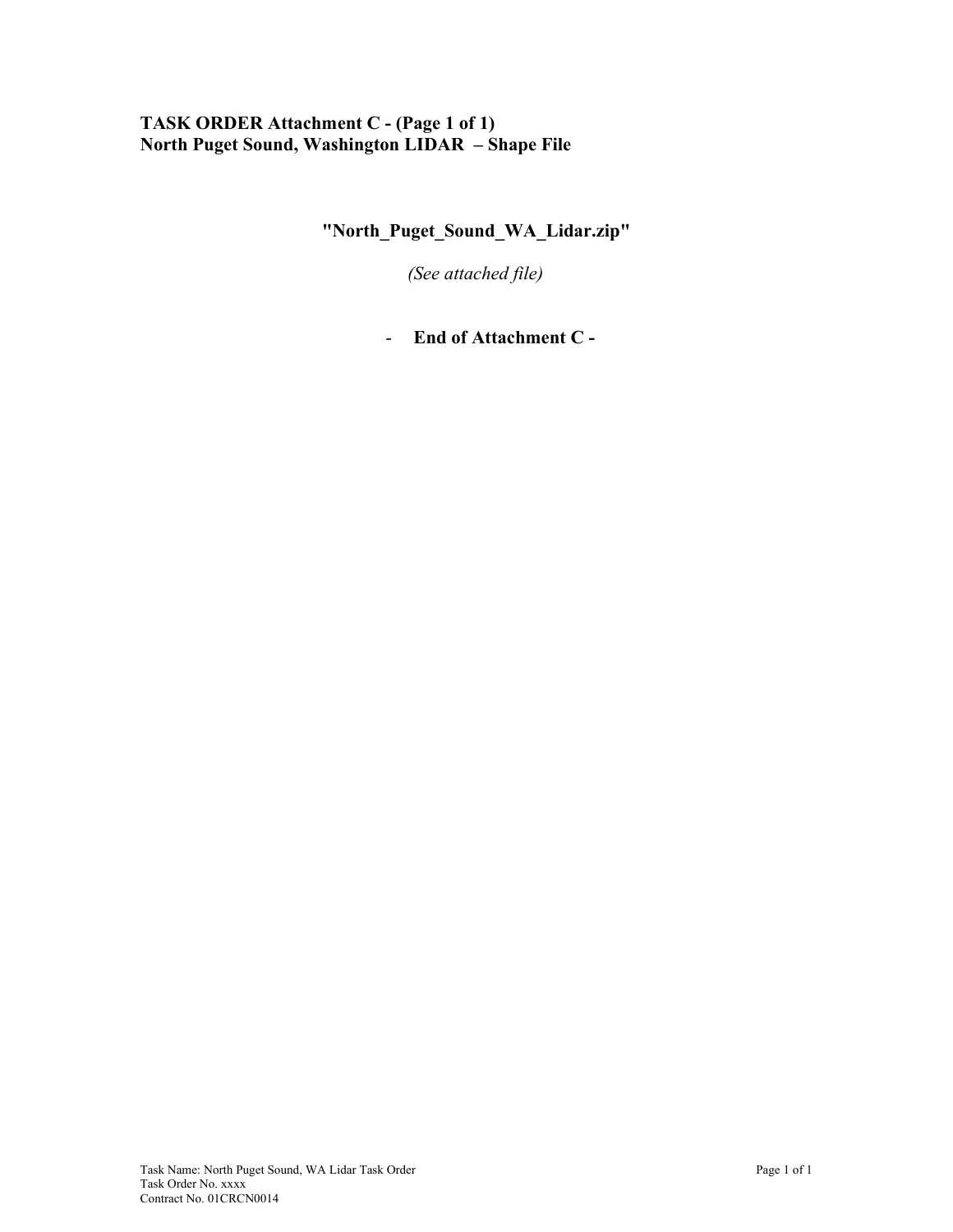**TASK ORDER Attachment C - (Page 1 of 1)**
**North Puget Sound, Washington LIDAR – Shape File**

**"North_Puget_Sound_WA_Lidar.zip"**

*(See attached file)*

- **End of Attachment C -**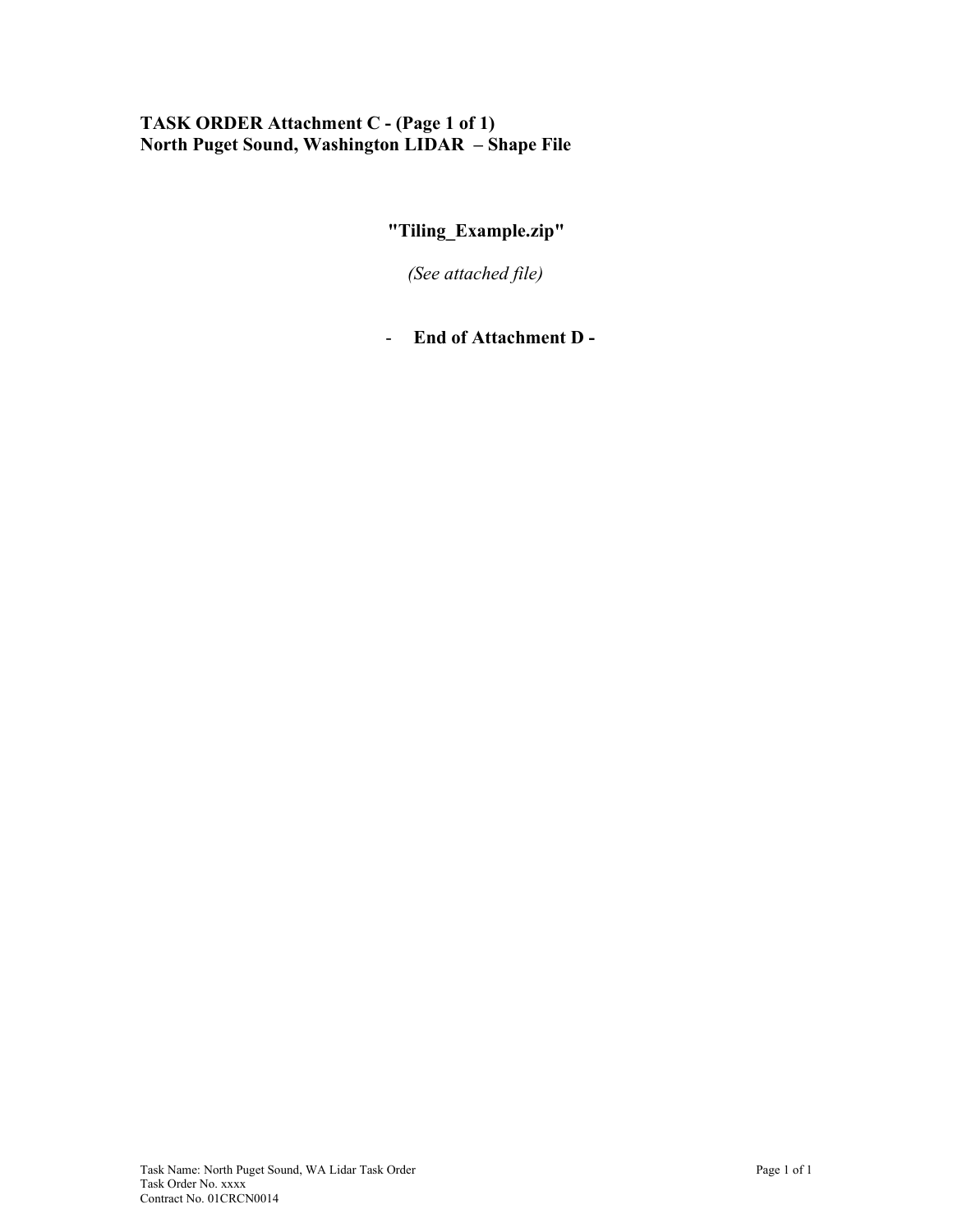**TASK ORDER Attachment C - (Page 1 of 1)**
**North Puget Sound, Washington LIDAR – Shape File**

**"Tiling_Example.zip"**

*(See attached file)*

- **End of Attachment D -**